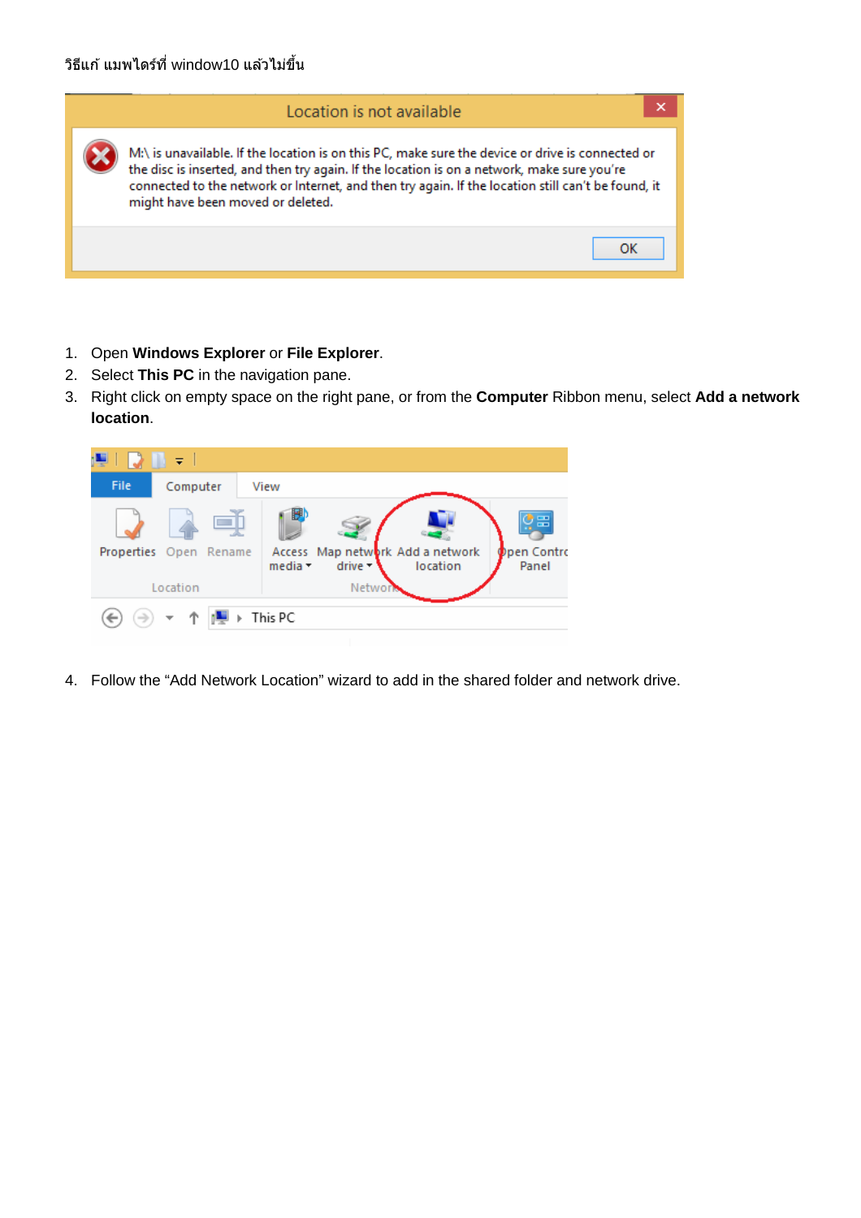วิธีแก้ แมพไดร์ที่ window10 แล้วไม่ขึ้น

1. Open **Windows Explorer** or **File Explorer**.
2. Select **This PC** in the navigation pane.
3. Right click on empty space on the right pane, or from the **Computer** Ribbon menu, select **Add a network location**.

4. Follow the “Add Network Location” wizard to add in the shared folder and network drive.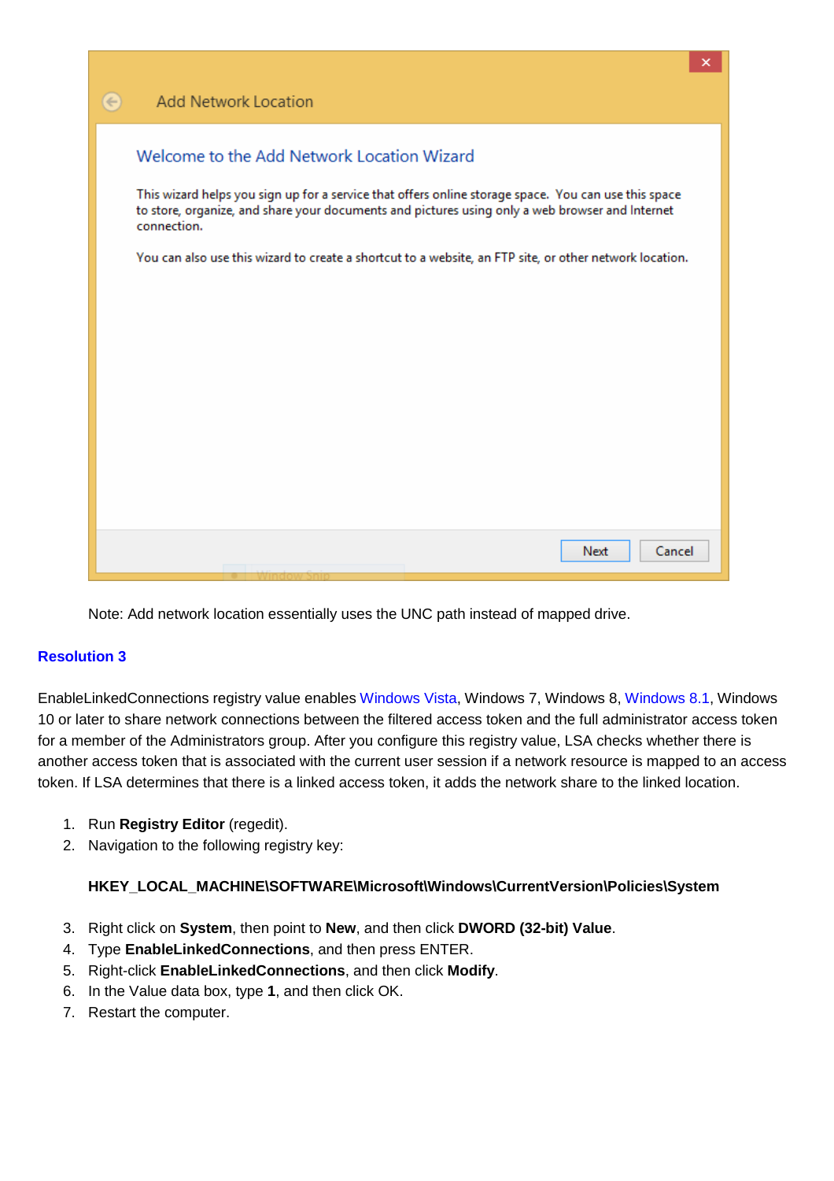Note: Add network location essentially uses the UNC path instead of mapped drive.

## Resolution 3

EnableLinkedConnections registry value enables Windows Vista, Windows 7, Windows 8, Windows 8.1, Windows 10 or later to share network connections between the filtered access token and the full administrator access token for a member of the Administrators group. After you configure this registry value, LSA checks whether there is another access token that is associated with the current user session if a network resource is mapped to an access token. If LSA determines that there is a linked access token, it adds the network share to the linked location.

1. Run **Registry Editor** (regedit).
2. Navigation to the following registry key:

   **HKEY_LOCAL_MACHINE\SOFTWARE\Microsoft\Windows\CurrentVersion\Policies\System**

3. Right click on **System**, then point to **New**, and then click **DWORD (32-bit) Value**.
4. Type **EnableLinkedConnections**, and then press ENTER.
5. Right-click **EnableLinkedConnections**, and then click **Modify**.
6. In the Value data box, type **1**, and then click OK.
7. Restart the computer.